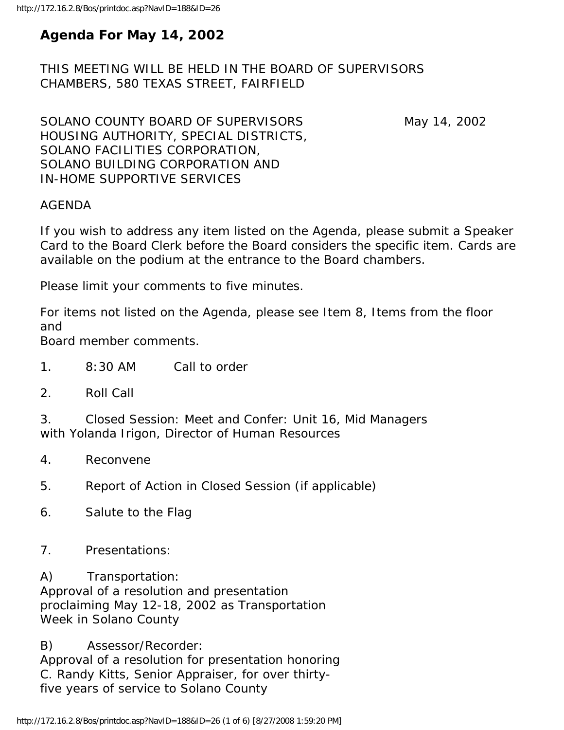# Agenda For May 14, 2002

THIS MEETING WILL BE HELD IN THE BOARD OF SUPERVISORS CHAMBERS, 580 TEXAS STREET, FAIRFIELD

SOLANO COUNTY BOARD OF SUPERVISORS May 14, 2002
HOUSING AUTHORITY, SPECIAL DISTRICTS,
SOLANO FACILITIES CORPORATION,
SOLANO BUILDING CORPORATION AND
IN-HOME SUPPORTIVE SERVICES

AGENDA

If you wish to address any item listed on the Agenda, please submit a Speaker Card to the Board Clerk before the Board considers the specific item. Cards are available on the podium at the entrance to the Board chambers.

Please limit your comments to five minutes.

For items not listed on the Agenda, please see Item 8, Items from the floor and
Board member comments.

1. 8:30 AM Call to order

2. Roll Call

3. Closed Session: Meet and Confer: Unit 16, Mid Managers with Yolanda Irigon, Director of Human Resources

4. Reconvene

5. Report of Action in Closed Session (if applicable)

6. Salute to the Flag

7. Presentations:

A) Transportation:
Approval of a resolution and presentation proclaiming May 12-18, 2002 as Transportation Week in Solano County

B) Assessor/Recorder:
Approval of a resolution for presentation honoring C. Randy Kitts, Senior Appraiser, for over thirty-five years of service to Solano County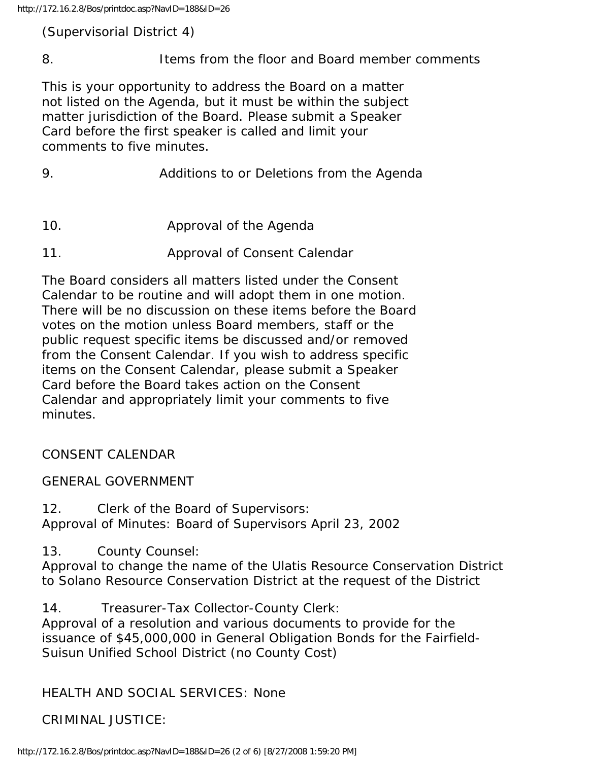(Supervisorial District 4)

8. Items from the floor and Board member comments

This is your opportunity to address the Board on a matter not listed on the Agenda, but it must be within the subject matter jurisdiction of the Board. Please submit a Speaker Card before the first speaker is called and limit your comments to five minutes.

9. Additions to or Deletions from the Agenda

10. Approval of the Agenda

11. Approval of Consent Calendar

The Board considers all matters listed under the Consent Calendar to be routine and will adopt them in one motion. There will be no discussion on these items before the Board votes on the motion unless Board members, staff or the public request specific items be discussed and/or removed from the Consent Calendar. If you wish to address specific items on the Consent Calendar, please submit a Speaker Card before the Board takes action on the Consent Calendar and appropriately limit your comments to five minutes.

CONSENT CALENDAR

GENERAL GOVERNMENT

12. Clerk of the Board of Supervisors:
Approval of Minutes: Board of Supervisors April 23, 2002

13. County Counsel:
Approval to change the name of the Ulatis Resource Conservation District to Solano Resource Conservation District at the request of the District

14. Treasurer-Tax Collector-County Clerk:
Approval of a resolution and various documents to provide for the issuance of $45,000,000 in General Obligation Bonds for the Fairfield-Suisun Unified School District (no County Cost)

HEALTH AND SOCIAL SERVICES: None

CRIMINAL JUSTICE: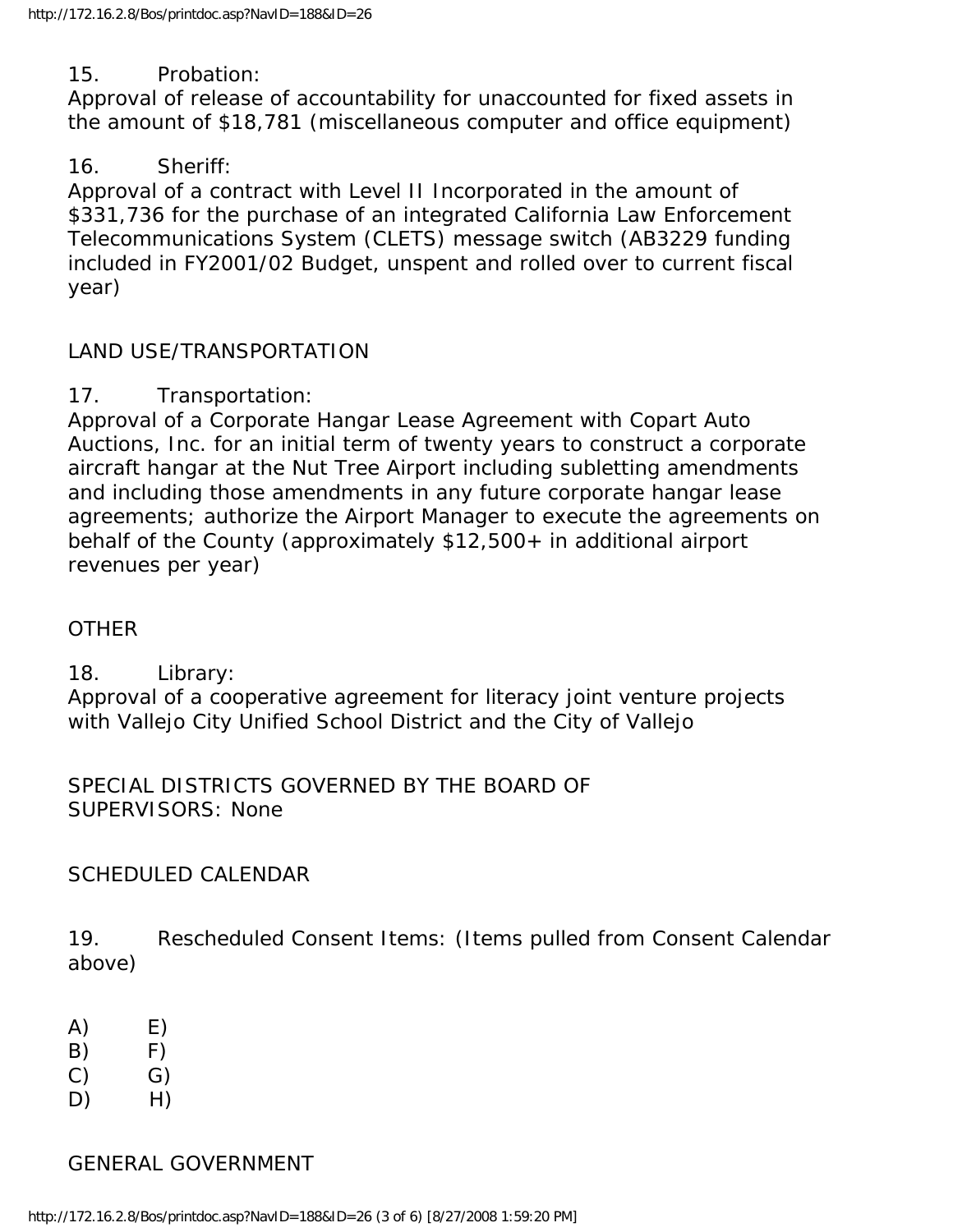15. Probation:
Approval of release of accountability for unaccounted for fixed assets in the amount of $18,781 (miscellaneous computer and office equipment)

16. Sheriff:
Approval of a contract with Level II Incorporated in the amount of $331,736 for the purchase of an integrated California Law Enforcement Telecommunications System (CLETS) message switch (AB3229 funding included in FY2001/02 Budget, unspent and rolled over to current fiscal year)

LAND USE/TRANSPORTATION

17. Transportation:
Approval of a Corporate Hangar Lease Agreement with Copart Auto Auctions, Inc. for an initial term of twenty years to construct a corporate aircraft hangar at the Nut Tree Airport including subletting amendments and including those amendments in any future corporate hangar lease agreements; authorize the Airport Manager to execute the agreements on behalf of the County (approximately $12,500+ in additional airport revenues per year)

OTHER

18. Library:
Approval of a cooperative agreement for literacy joint venture projects with Vallejo City Unified School District and the City of Vallejo

SPECIAL DISTRICTS GOVERNED BY THE BOARD OF SUPERVISORS: None

SCHEDULED CALENDAR

19. Rescheduled Consent Items: (Items pulled from Consent Calendar above)

A) E)
B) F)
C) G)
D) H)

GENERAL GOVERNMENT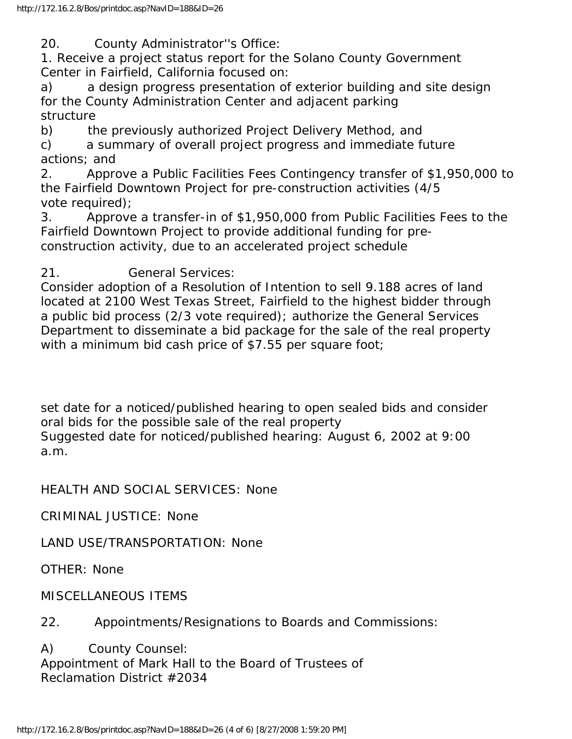20. County Administrator''s Office:
1. Receive a project status report for the Solano County Government Center in Fairfield, California focused on:
a) a design progress presentation of exterior building and site design for the County Administration Center and adjacent parking structure
b) the previously authorized Project Delivery Method, and
c) a summary of overall project progress and immediate future actions; and
2. Approve a Public Facilities Fees Contingency transfer of $1,950,000 to the Fairfield Downtown Project for pre-construction activities (4/5 vote required);
3. Approve a transfer-in of $1,950,000 from Public Facilities Fees to the Fairfield Downtown Project to provide additional funding for pre-construction activity, due to an accelerated project schedule

21. General Services:
Consider adoption of a Resolution of Intention to sell 9.188 acres of land located at 2100 West Texas Street, Fairfield to the highest bidder through a public bid process (2/3 vote required); authorize the General Services Department to disseminate a bid package for the sale of the real property with a minimum bid cash price of $7.55 per square foot;

set date for a noticed/published hearing to open sealed bids and consider oral bids for the possible sale of the real property
Suggested date for noticed/published hearing: August 6, 2002 at 9:00 a.m.

HEALTH AND SOCIAL SERVICES: None

CRIMINAL JUSTICE: None

LAND USE/TRANSPORTATION: None

OTHER: None

MISCELLANEOUS ITEMS

22. Appointments/Resignations to Boards and Commissions:

A) County Counsel:
Appointment of Mark Hall to the Board of Trustees of Reclamation District #2034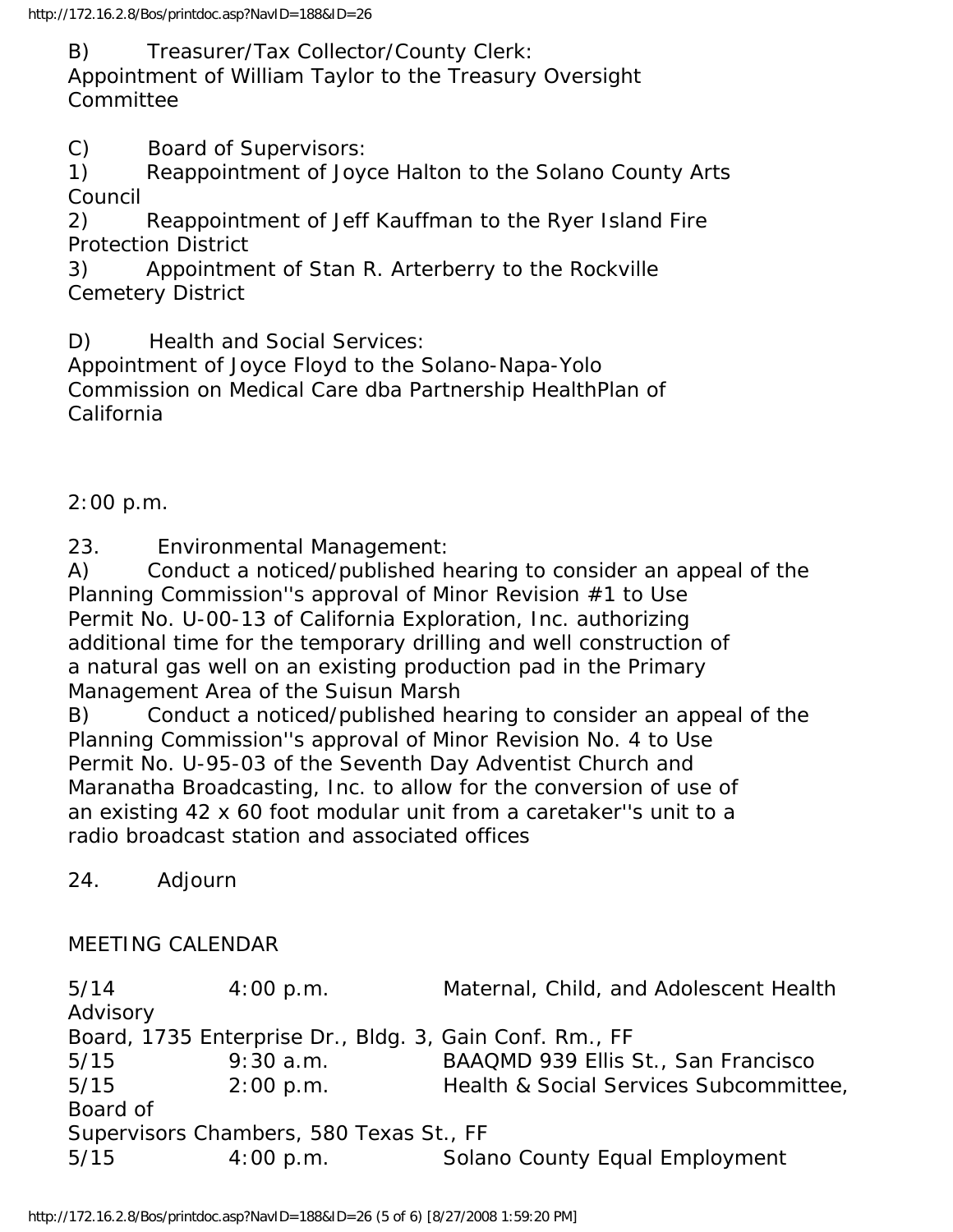B) Treasurer/Tax Collector/County Clerk:
Appointment of William Taylor to the Treasury Oversight Committee

C) Board of Supervisors:
1) Reappointment of Joyce Halton to the Solano County Arts Council
2) Reappointment of Jeff Kauffman to the Ryer Island Fire Protection District
3) Appointment of Stan R. Arterberry to the Rockville Cemetery District

D) Health and Social Services:
Appointment of Joyce Floyd to the Solano-Napa-Yolo Commission on Medical Care dba Partnership HealthPlan of California

2:00 p.m.

23. Environmental Management:
A) Conduct a noticed/published hearing to consider an appeal of the Planning Commission''s approval of Minor Revision #1 to Use Permit No. U-00-13 of California Exploration, Inc. authorizing additional time for the temporary drilling and well construction of a natural gas well on an existing production pad in the Primary Management Area of the Suisun Marsh
B) Conduct a noticed/published hearing to consider an appeal of the Planning Commission''s approval of Minor Revision No. 4 to Use Permit No. U-95-03 of the Seventh Day Adventist Church and Maranatha Broadcasting, Inc. to allow for the conversion of use of an existing 42 x 60 foot modular unit from a caretaker''s unit to a radio broadcast station and associated offices

24. Adjourn

MEETING CALENDAR

5/14 4:00 p.m. Maternal, Child, and Adolescent Health Advisory Board, 1735 Enterprise Dr., Bldg. 3, Gain Conf. Rm., FF
5/15 9:30 a.m. BAAQMD 939 Ellis St., San Francisco
5/15 2:00 p.m. Health & Social Services Subcommittee, Board of Supervisors Chambers, 580 Texas St., FF
5/15 4:00 p.m. Solano County Equal Employment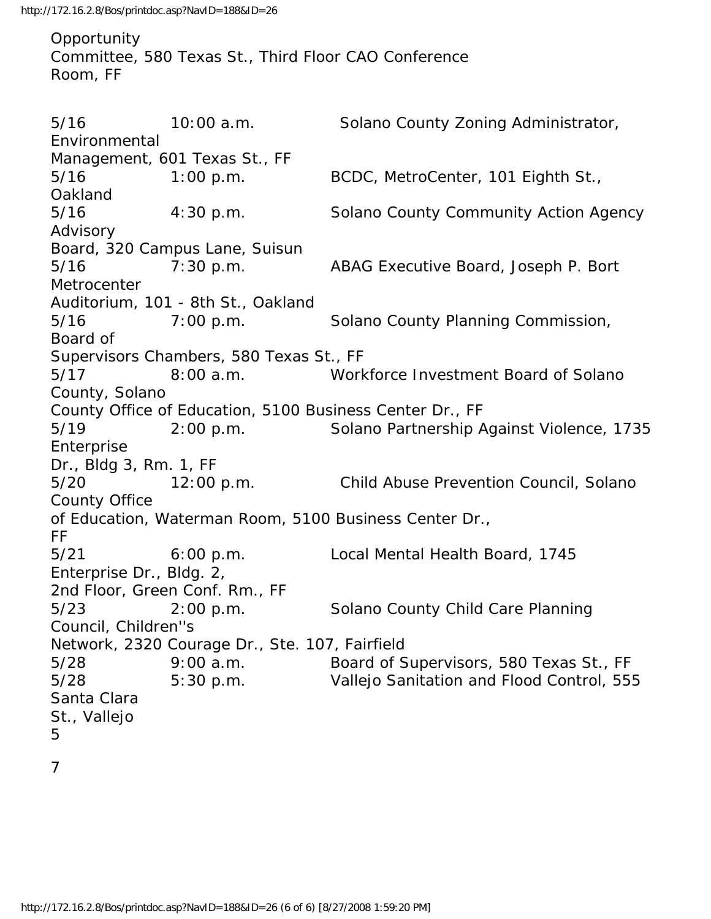Opportunity
Committee, 580 Texas St., Third Floor CAO Conference
Room, FF

5/16 10:00 a.m. Solano County Zoning Administrator, Environmental
Management, 601 Texas St., FF
5/16 1:00 p.m. BCDC, MetroCenter, 101 Eighth St., Oakland
5/16 4:30 p.m. Solano County Community Action Agency Advisory
Board, 320 Campus Lane, Suisun
5/16 7:30 p.m. ABAG Executive Board, Joseph P. Bort Metrocenter
Auditorium, 101 - 8th St., Oakland
5/16 7:00 p.m. Solano County Planning Commission, Board of
Supervisors Chambers, 580 Texas St., FF
5/17 8:00 a.m. Workforce Investment Board of Solano County, Solano
County Office of Education, 5100 Business Center Dr., FF
5/19 2:00 p.m. Solano Partnership Against Violence, 1735 Enterprise
Dr., Bldg 3, Rm. 1, FF
5/20 12:00 p.m. Child Abuse Prevention Council, Solano County Office
of Education, Waterman Room, 5100 Business Center Dr.,
FF
5/21 6:00 p.m. Local Mental Health Board, 1745 Enterprise Dr., Bldg. 2,
2nd Floor, Green Conf. Rm., FF
5/23 2:00 p.m. Solano County Child Care Planning Council, Children''s
Network, 2320 Courage Dr., Ste. 107, Fairfield
5/28 9:00 a.m. Board of Supervisors, 580 Texas St., FF
5/28 5:30 p.m. Vallejo Sanitation and Flood Control, 555 Santa Clara
St., Vallejo
5

7